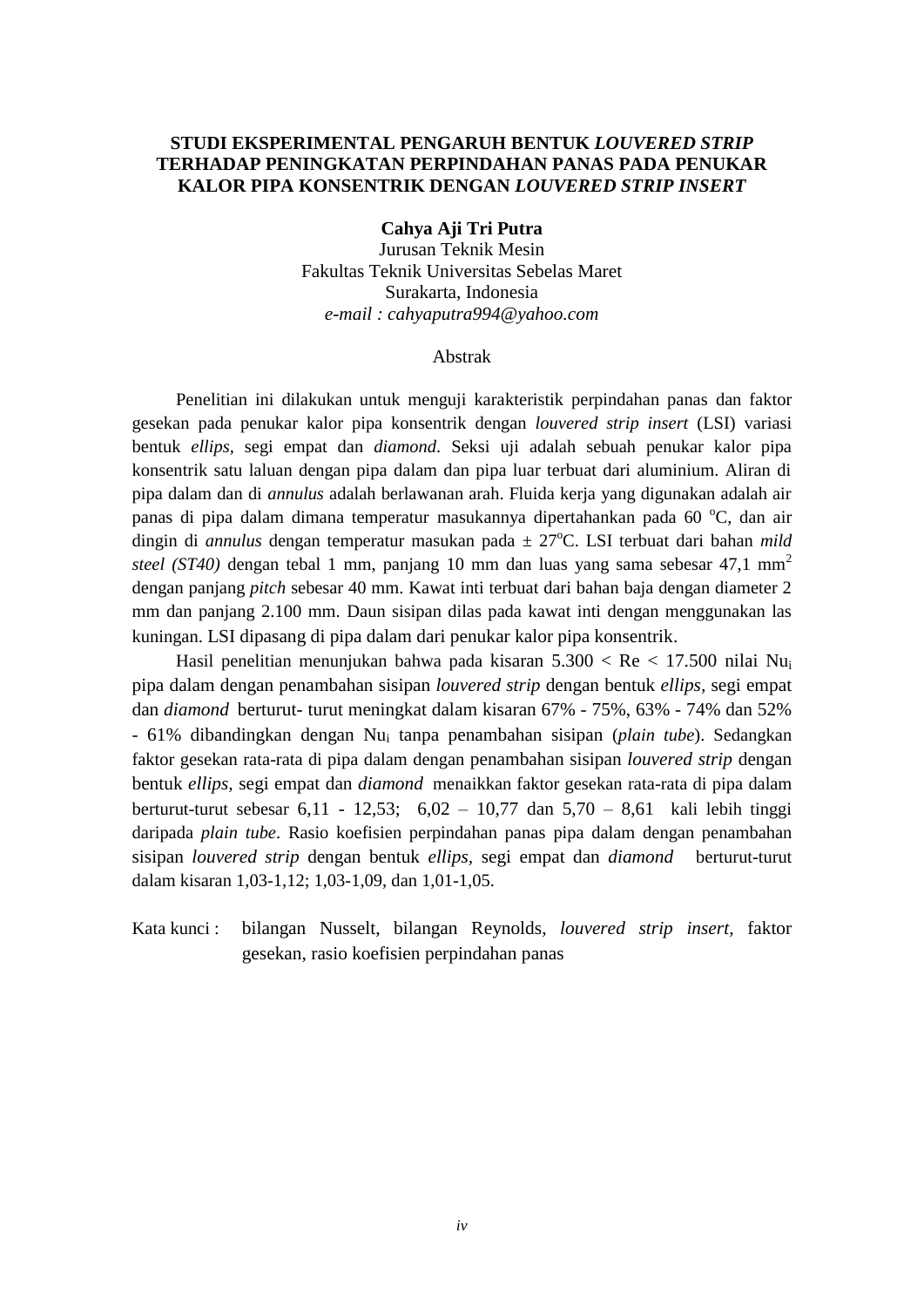# STUDI EKSPERIMENTAL PENGARUH BENTUK *LOUVERED STRIP* TERHADAP PENINGKATAN PERPINDAHAN PANAS PADA PENUKAR KALOR PIPA KONSENTRIK DENGAN *LOUVERED STRIP INSERT*

**Cahya Aji Tri Putra**
Jurusan Teknik Mesin
Fakultas Teknik Universitas Sebelas Maret
Surakarta, Indonesia
*e-mail : cahyaputra994@yahoo.com*

## Abstrak

Penelitian ini dilakukan untuk menguji karakteristik perpindahan panas dan faktor gesekan pada penukar kalor pipa konsentrik dengan *louvered strip insert* (LSI) variasi bentuk *ellips*, segi empat dan *diamond*. Seksi uji adalah sebuah penukar kalor pipa konsentrik satu laluan dengan pipa dalam dan pipa luar terbuat dari aluminium. Aliran di pipa dalam dan di *annulus* adalah berlawanan arah. Fluida kerja yang digunakan adalah air panas di pipa dalam dimana temperatur masukannya dipertahankan pada 60 $^{o}$C, dan air dingin di *annulus* dengan temperatur masukan pada ± 27$^{o}$C. LSI terbuat dari bahan *mild steel (ST40)* dengan tebal 1 mm, panjang 10 mm dan luas yang sama sebesar 47,1 mm$^2$ dengan panjang *pitch* sebesar 40 mm. Kawat inti terbuat dari bahan baja dengan diameter 2 mm dan panjang 2.100 mm. Daun sisipan dilas pada kawat inti dengan menggunakan las kuningan. LSI dipasang di pipa dalam dari penukar kalor pipa konsentrik.

Hasil penelitian menunjukan bahwa pada kisaran 5.300 < Re < 17.500 nilai $Nu_i$ pipa dalam dengan penambahan sisipan *louvered strip* dengan bentuk *ellips*, segi empat dan *diamond* berturut- turut meningkat dalam kisaran 67% - 75%, 63% - 74% dan 52% - 61% dibandingkan dengan $Nu_i$ tanpa penambahan sisipan (*plain tube*). Sedangkan faktor gesekan rata-rata di pipa dalam dengan penambahan sisipan *louvered strip* dengan bentuk *ellips*, segi empat dan *diamond* menaikkan faktor gesekan rata-rata di pipa dalam berturut-turut sebesar 6,11 - 12,53; 6,02 – 10,77 dan 5,70 – 8,61 kali lebih tinggi daripada *plain tube*. Rasio koefisien perpindahan panas pipa dalam dengan penambahan sisipan *louvered strip* dengan bentuk *ellips*, segi empat dan *diamond* berturut-turut dalam kisaran 1,03-1,12; 1,03-1,09, dan 1,01-1,05.

Kata kunci : bilangan Nusselt, bilangan Reynolds, *louvered strip insert*, faktor gesekan, rasio koefisien perpindahan panas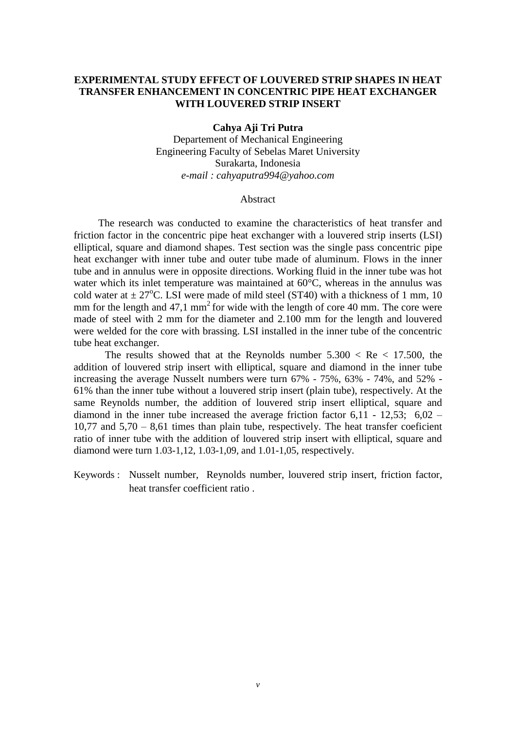**EXPERIMENTAL STUDY EFFECT OF LOUVERED STRIP SHAPES IN HEAT TRANSFER ENHANCEMENT IN CONCENTRIC PIPE HEAT EXCHANGER WITH LOUVERED STRIP INSERT**

**Cahya Aji Tri Putra**

Departement of Mechanical Engineering
Engineering Faculty of Sebelas Maret University
Surakarta, Indonesia
*e-mail : cahyaputra994@yahoo.com*

Abstract

The research was conducted to examine the characteristics of heat transfer and friction factor in the concentric pipe heat exchanger with a louvered strip inserts (LSI) elliptical, square and diamond shapes. Test section was the single pass concentric pipe heat exchanger with inner tube and outer tube made of aluminum. Flows in the inner tube and in annulus were in opposite directions. Working fluid in the inner tube was hot water which its inlet temperature was maintained at 60°C, whereas in the annulus was cold water at $\pm$ 27$^{o}$C. LSI were made of mild steel (ST40) with a thickness of 1 mm, 10 mm for the length and 47,1 mm$^{2}$ for wide with the length of core 40 mm. The core were made of steel with 2 mm for the diameter and 2.100 mm for the length and louvered were welded for the core with brassing. LSI installed in the inner tube of the concentric tube heat exchanger.

The results showed that at the Reynolds number 5.300 < Re < 17.500, the addition of louvered strip insert with elliptical, square and diamond in the inner tube increasing the average Nusselt numbers were turn 67% - 75%, 63% - 74%, and 52% - 61% than the inner tube without a louvered strip insert (plain tube), respectively. At the same Reynolds number, the addition of louvered strip insert elliptical, square and diamond in the inner tube increased the average friction factor 6,11 - 12,53; 6,02 – 10,77 and 5,70 – 8,61 times than plain tube, respectively. The heat transfer coeficient ratio of inner tube with the addition of louvered strip insert with elliptical, square and diamond were turn 1.03-1,12, 1.03-1,09, and 1.01-1,05, respectively.

Keywords : Nusselt number, Reynolds number, louvered strip insert, friction factor, heat transfer coefficient ratio .